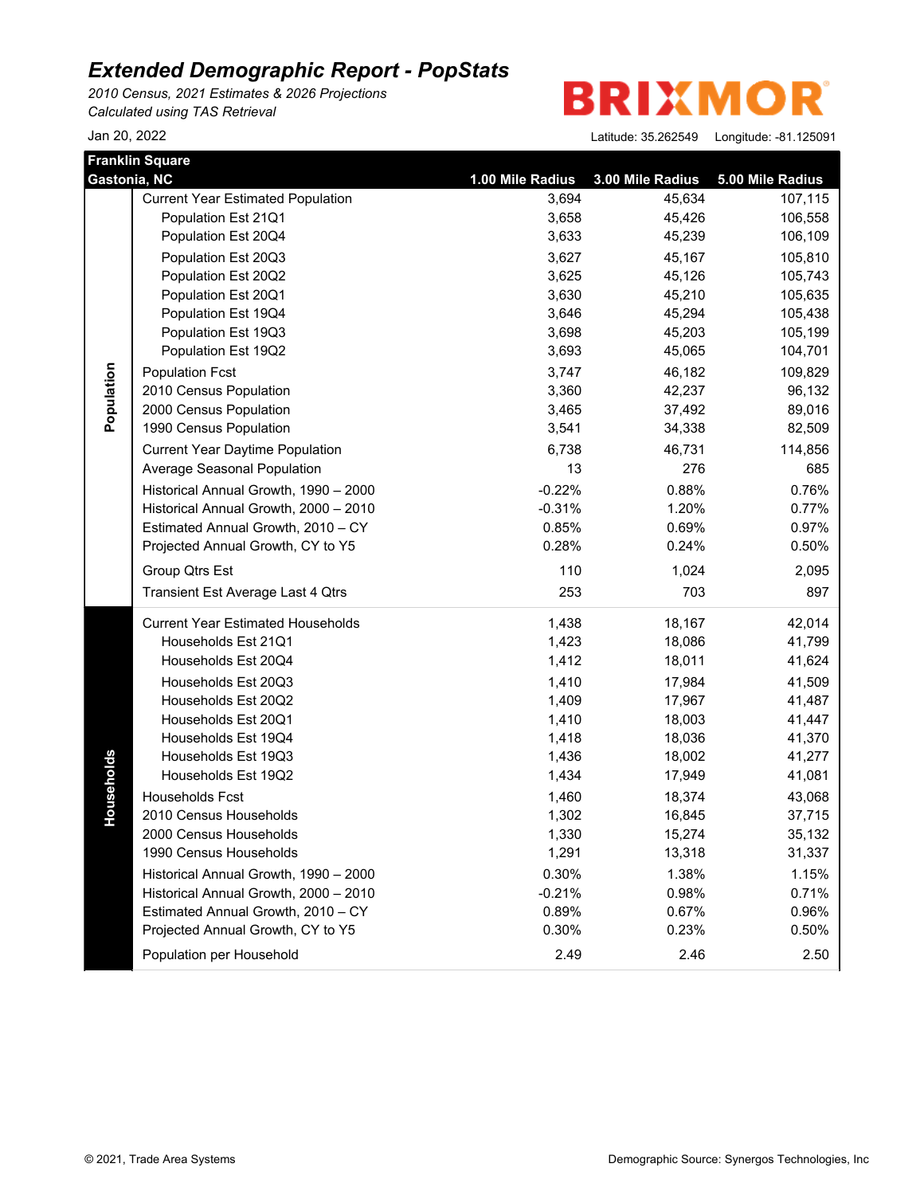# Extended Demographic Report - PopStats

*2010 Census, 2021 Estimates & 2026 Projections*
*Calculated using TAS Retrieval*

BRIXMOR

Jan 20, 2022

Latitude: 35.262549 Longitude: -81.125091

**Franklin Square**
**Gastonia, NC**

| | | 1.00 Mile Radius | 3.00 Mile Radius | 5.00 Mile Radius |
|---|---|---|---|---|
| Population | Current Year Estimated Population | 3,694 | 45,634 | 107,115 |
| | Population Est 21Q1 | 3,658 | 45,426 | 106,558 |
| | Population Est 20Q4 | 3,633 | 45,239 | 106,109 |
| | Population Est 20Q3 | 3,627 | 45,167 | 105,810 |
| | Population Est 20Q2 | 3,625 | 45,126 | 105,743 |
| | Population Est 20Q1 | 3,630 | 45,210 | 105,635 |
| | Population Est 19Q4 | 3,646 | 45,294 | 105,438 |
| | Population Est 19Q3 | 3,698 | 45,203 | 105,199 |
| | Population Est 19Q2 | 3,693 | 45,065 | 104,701 |
| | Population Fcst | 3,747 | 46,182 | 109,829 |
| | 2010 Census Population | 3,360 | 42,237 | 96,132 |
| | 2000 Census Population | 3,465 | 37,492 | 89,016 |
| | 1990 Census Population | 3,541 | 34,338 | 82,509 |
| | Current Year Daytime Population | 6,738 | 46,731 | 114,856 |
| | Average Seasonal Population | 13 | 276 | 685 |
| | Historical Annual Growth, 1990 – 2000 | -0.22% | 0.88% | 0.76% |
| | Historical Annual Growth, 2000 – 2010 | -0.31% | 1.20% | 0.77% |
| | Estimated Annual Growth, 2010 – CY | 0.85% | 0.69% | 0.97% |
| | Projected Annual Growth, CY to Y5 | 0.28% | 0.24% | 0.50% |
| | Group Qtrs Est | 110 | 1,024 | 2,095 |
| | Transient Est Average Last 4 Qtrs | 253 | 703 | 897 |
| Households | Current Year Estimated Households | 1,438 | 18,167 | 42,014 |
| | Households Est 21Q1 | 1,423 | 18,086 | 41,799 |
| | Households Est 20Q4 | 1,412 | 18,011 | 41,624 |
| | Households Est 20Q3 | 1,410 | 17,984 | 41,509 |
| | Households Est 20Q2 | 1,409 | 17,967 | 41,487 |
| | Households Est 20Q1 | 1,410 | 18,003 | 41,447 |
| | Households Est 19Q4 | 1,418 | 18,036 | 41,370 |
| | Households Est 19Q3 | 1,436 | 18,002 | 41,277 |
| | Households Est 19Q2 | 1,434 | 17,949 | 41,081 |
| | Households Fcst | 1,460 | 18,374 | 43,068 |
| | 2010 Census Households | 1,302 | 16,845 | 37,715 |
| | 2000 Census Households | 1,330 | 15,274 | 35,132 |
| | 1990 Census Households | 1,291 | 13,318 | 31,337 |
| | Historical Annual Growth, 1990 – 2000 | 0.30% | 1.38% | 1.15% |
| | Historical Annual Growth, 2000 – 2010 | -0.21% | 0.98% | 0.71% |
| | Estimated Annual Growth, 2010 – CY | 0.89% | 0.67% | 0.96% |
| | Projected Annual Growth, CY to Y5 | 0.30% | 0.23% | 0.50% |
| | Population per Household | 2.49 | 2.46 | 2.50 |

© 2021, Trade Area Systems

Demographic Source: Synergos Technologies, Inc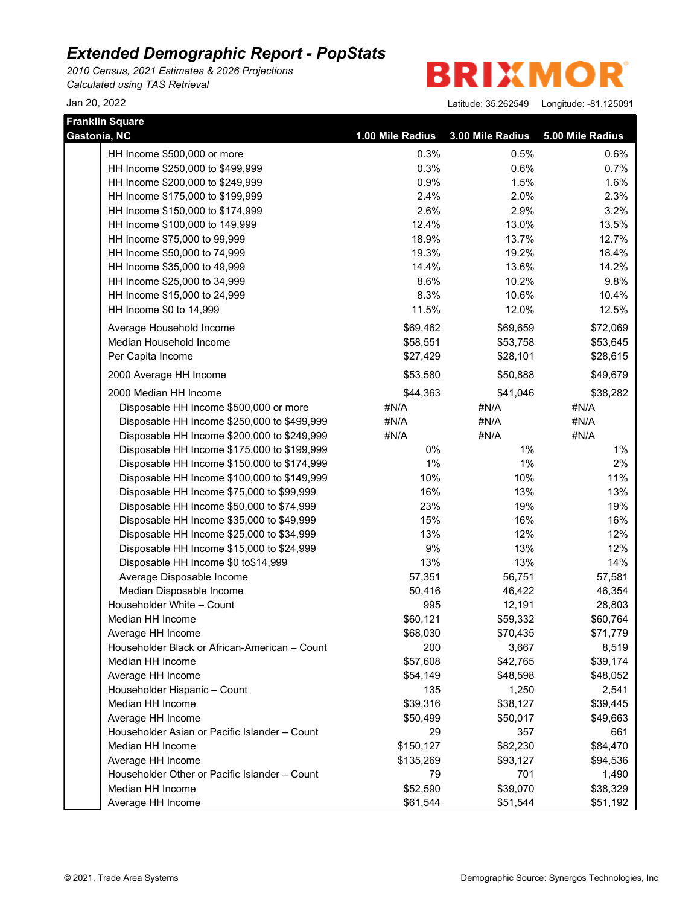# Extended Demographic Report - PopStats

*2010 Census, 2021 Estimates & 2026 Projections*
*Calculated using TAS Retrieval*

Jan 20, 2022

BRIXMOR

Latitude: 35.262549 Longitude: -81.125091

| Franklin Square Gastonia, NC | 1.00 Mile Radius | 3.00 Mile Radius | 5.00 Mile Radius |
|---|---|---|---|
| HH Income $500,000 or more | 0.3% | 0.5% | 0.6% |
| HH Income $250,000 to $499,999 | 0.3% | 0.6% | 0.7% |
| HH Income $200,000 to $249,999 | 0.9% | 1.5% | 1.6% |
| HH Income $175,000 to $199,999 | 2.4% | 2.0% | 2.3% |
| HH Income $150,000 to $174,999 | 2.6% | 2.9% | 3.2% |
| HH Income $100,000 to 149,999 | 12.4% | 13.0% | 13.5% |
| HH Income $75,000 to 99,999 | 18.9% | 13.7% | 12.7% |
| HH Income $50,000 to 74,999 | 19.3% | 19.2% | 18.4% |
| HH Income $35,000 to 49,999 | 14.4% | 13.6% | 14.2% |
| HH Income $25,000 to 34,999 | 8.6% | 10.2% | 9.8% |
| HH Income $15,000 to 24,999 | 8.3% | 10.6% | 10.4% |
| HH Income $0 to 14,999 | 11.5% | 12.0% | 12.5% |
| Average Household Income | $69,462 | $69,659 | $72,069 |
| Median Household Income | $58,551 | $53,758 | $53,645 |
| Per Capita Income | $27,429 | $28,101 | $28,615 |
| 2000 Average HH Income | $53,580 | $50,888 | $49,679 |
| 2000 Median HH Income | $44,363 | $41,046 | $38,282 |
| Disposable HH Income $500,000 or more | #N/A | #N/A | #N/A |
| Disposable HH Income $250,000 to $499,999 | #N/A | #N/A | #N/A |
| Disposable HH Income $200,000 to $249,999 | #N/A | #N/A | #N/A |
| Disposable HH Income $175,000 to $199,999 | 0% | 1% | 1% |
| Disposable HH Income $150,000 to $174,999 | 1% | 1% | 2% |
| Disposable HH Income $100,000 to $149,999 | 10% | 10% | 11% |
| Disposable HH Income $75,000 to $99,999 | 16% | 13% | 13% |
| Disposable HH Income $50,000 to $74,999 | 23% | 19% | 19% |
| Disposable HH Income $35,000 to $49,999 | 15% | 16% | 16% |
| Disposable HH Income $25,000 to $34,999 | 13% | 12% | 12% |
| Disposable HH Income $15,000 to $24,999 | 9% | 13% | 12% |
| Disposable HH Income $0 to$14,999 | 13% | 13% | 14% |
| Average Disposable Income | 57,351 | 56,751 | 57,581 |
| Median Disposable Income | 50,416 | 46,422 | 46,354 |
| Householder White – Count | 995 | 12,191 | 28,803 |
| Median HH Income | $60,121 | $59,332 | $60,764 |
| Average HH Income | $68,030 | $70,435 | $71,779 |
| Householder Black or African-American – Count | 200 | 3,667 | 8,519 |
| Median HH Income | $57,608 | $42,765 | $39,174 |
| Average HH Income | $54,149 | $48,598 | $48,052 |
| Householder Hispanic – Count | 135 | 1,250 | 2,541 |
| Median HH Income | $39,316 | $38,127 | $39,445 |
| Average HH Income | $50,499 | $50,017 | $49,663 |
| Householder Asian or Pacific Islander – Count | 29 | 357 | 661 |
| Median HH Income | $150,127 | $82,230 | $84,470 |
| Average HH Income | $135,269 | $93,127 | $94,536 |
| Householder Other or Pacific Islander – Count | 79 | 701 | 1,490 |
| Median HH Income | $52,590 | $39,070 | $38,329 |
| Average HH Income | $61,544 | $51,544 | $51,192 |

© 2021, Trade Area Systems

Demographic Source: Synergos Technologies, Inc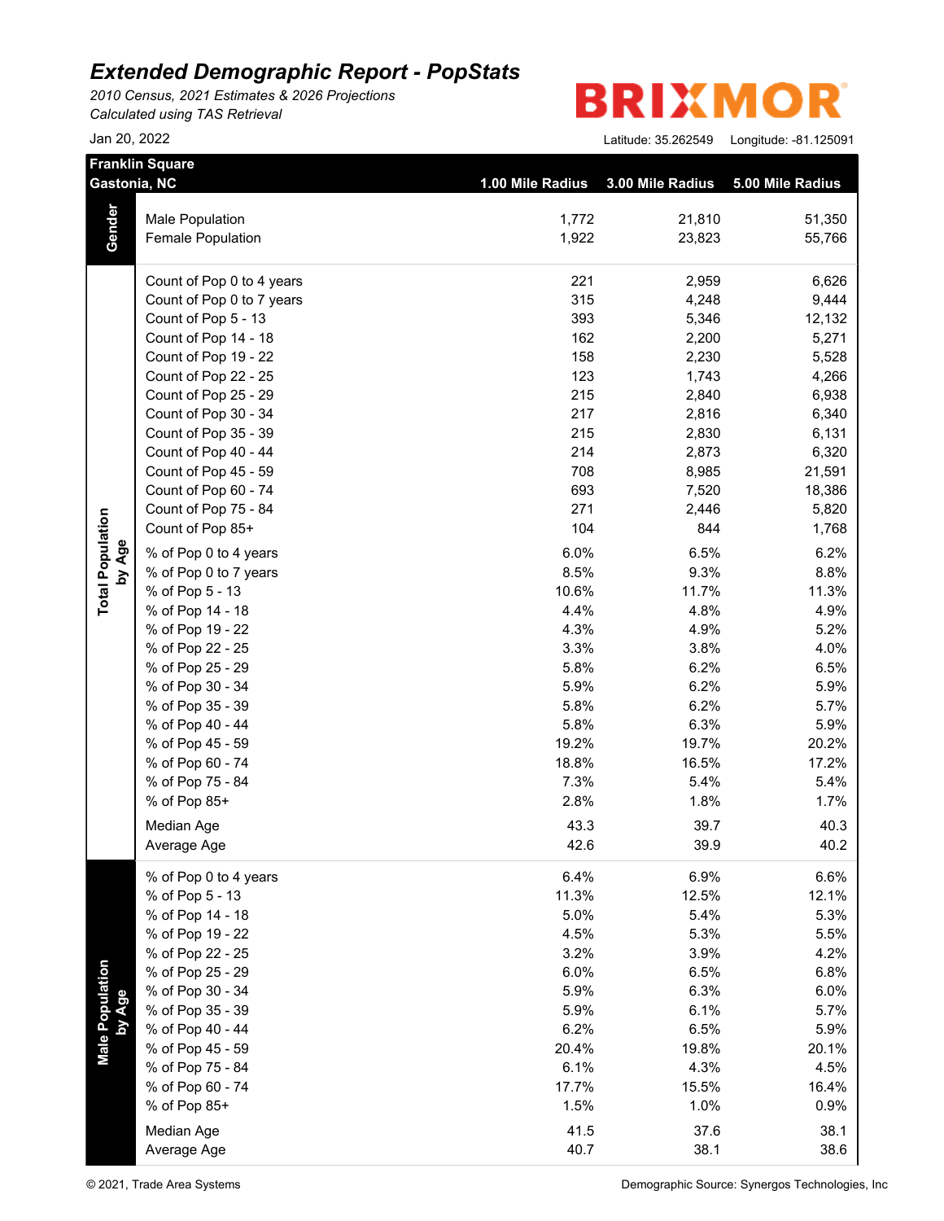# Extended Demographic Report - PopStats

*2010 Census, 2021 Estimates & 2026 Projections*
*Calculated using TAS Retrieval*

Jan 20, 2022

BRIXMOR

Latitude: 35.262549 Longitude: -81.125091

**Franklin Square**
**Gastonia, NC**

| | | 1.00 Mile Radius | 3.00 Mile Radius | 5.00 Mile Radius |
|---|---|---|---|---|
| **Gender** | Male Population | 1,772 | 21,810 | 51,350 |
| | Female Population | 1,922 | 23,823 | 55,766 |
| **Total Population by Age** | Count of Pop 0 to 4 years | 221 | 2,959 | 6,626 |
| | Count of Pop 0 to 7 years | 315 | 4,248 | 9,444 |
| | Count of Pop 5 - 13 | 393 | 5,346 | 12,132 |
| | Count of Pop 14 - 18 | 162 | 2,200 | 5,271 |
| | Count of Pop 19 - 22 | 158 | 2,230 | 5,528 |
| | Count of Pop 22 - 25 | 123 | 1,743 | 4,266 |
| | Count of Pop 25 - 29 | 215 | 2,840 | 6,938 |
| | Count of Pop 30 - 34 | 217 | 2,816 | 6,340 |
| | Count of Pop 35 - 39 | 215 | 2,830 | 6,131 |
| | Count of Pop 40 - 44 | 214 | 2,873 | 6,320 |
| | Count of Pop 45 - 59 | 708 | 8,985 | 21,591 |
| | Count of Pop 60 - 74 | 693 | 7,520 | 18,386 |
| | Count of Pop 75 - 84 | 271 | 2,446 | 5,820 |
| | Count of Pop 85+ | 104 | 844 | 1,768 |
| | % of Pop 0 to 4 years | 6.0% | 6.5% | 6.2% |
| | % of Pop 0 to 7 years | 8.5% | 9.3% | 8.8% |
| | % of Pop 5 - 13 | 10.6% | 11.7% | 11.3% |
| | % of Pop 14 - 18 | 4.4% | 4.8% | 4.9% |
| | % of Pop 19 - 22 | 4.3% | 4.9% | 5.2% |
| | % of Pop 22 - 25 | 3.3% | 3.8% | 4.0% |
| | % of Pop 25 - 29 | 5.8% | 6.2% | 6.5% |
| | % of Pop 30 - 34 | 5.9% | 6.2% | 5.9% |
| | % of Pop 35 - 39 | 5.8% | 6.2% | 5.7% |
| | % of Pop 40 - 44 | 5.8% | 6.3% | 5.9% |
| | % of Pop 45 - 59 | 19.2% | 19.7% | 20.2% |
| | % of Pop 60 - 74 | 18.8% | 16.5% | 17.2% |
| | % of Pop 75 - 84 | 7.3% | 5.4% | 5.4% |
| | % of Pop 85+ | 2.8% | 1.8% | 1.7% |
| | Median Age | 43.3 | 39.7 | 40.3 |
| | Average Age | 42.6 | 39.9 | 40.2 |
| **Male Population by Age** | % of Pop 0 to 4 years | 6.4% | 6.9% | 6.6% |
| | % of Pop 5 - 13 | 11.3% | 12.5% | 12.1% |
| | % of Pop 14 - 18 | 5.0% | 5.4% | 5.3% |
| | % of Pop 19 - 22 | 4.5% | 5.3% | 5.5% |
| | % of Pop 22 - 25 | 3.2% | 3.9% | 4.2% |
| | % of Pop 25 - 29 | 6.0% | 6.5% | 6.8% |
| | % of Pop 30 - 34 | 5.9% | 6.3% | 6.0% |
| | % of Pop 35 - 39 | 5.9% | 6.1% | 5.7% |
| | % of Pop 40 - 44 | 6.2% | 6.5% | 5.9% |
| | % of Pop 45 - 59 | 20.4% | 19.8% | 20.1% |
| | % of Pop 75 - 84 | 6.1% | 4.3% | 4.5% |
| | % of Pop 60 - 74 | 17.7% | 15.5% | 16.4% |
| | % of Pop 85+ | 1.5% | 1.0% | 0.9% |
| | Median Age | 41.5 | 37.6 | 38.1 |
| | Average Age | 40.7 | 38.1 | 38.6 |

© 2021, Trade Area Systems

Demographic Source: Synergos Technologies, Inc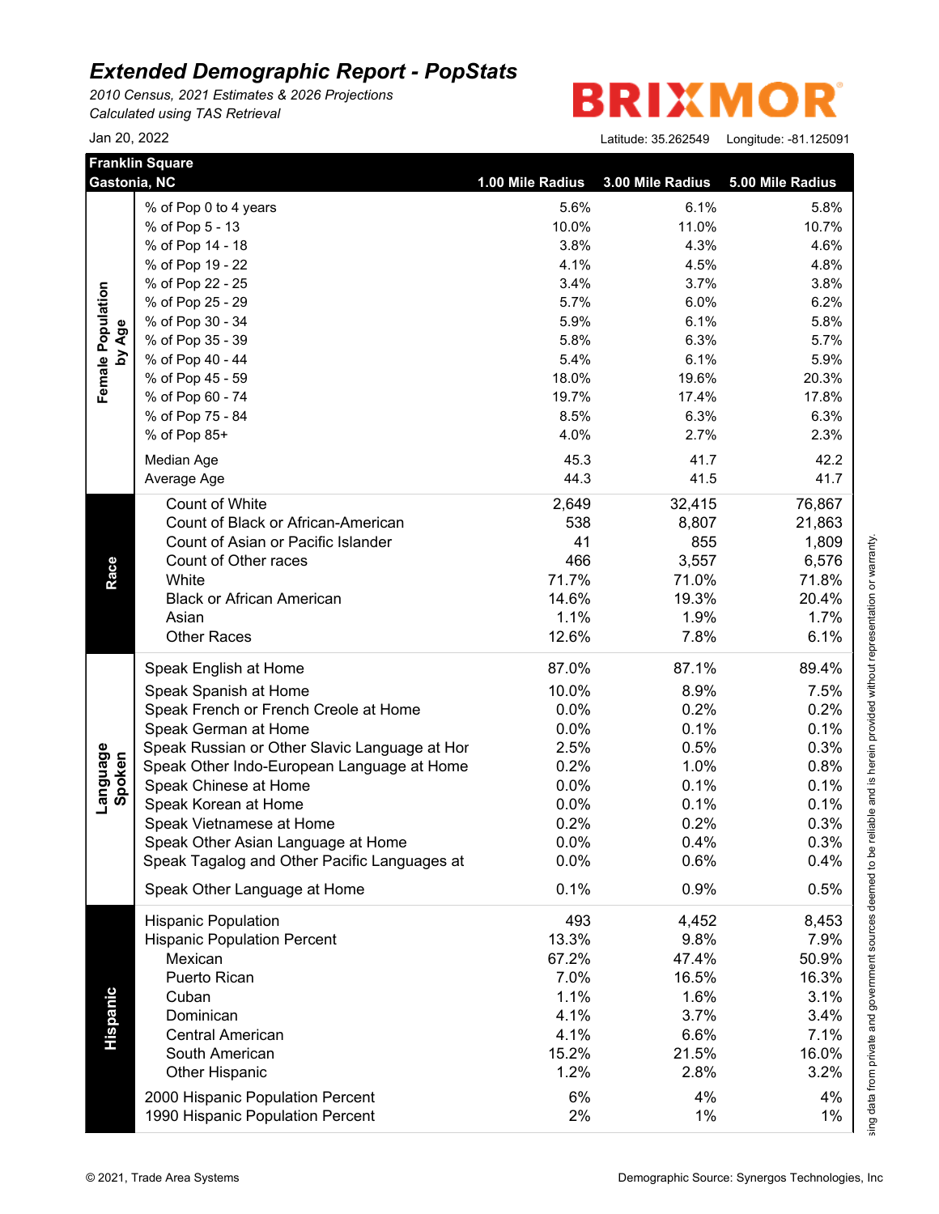# Extended Demographic Report - PopStats

*2010 Census, 2021 Estimates & 2026 Projections*
*Calculated using TAS Retrieval*

BRIXMOR

Jan 20, 2022

Latitude: 35.262549 Longitude: -81.125091

| Franklin Square Gastonia, NC | | 1.00 Mile Radius | 3.00 Mile Radius | 5.00 Mile Radius |
|---|---|---|---|---|
| **Female Population by Age** | % of Pop 0 to 4 years | 5.6% | 6.1% | 5.8% |
| | % of Pop 5 - 13 | 10.0% | 11.0% | 10.7% |
| | % of Pop 14 - 18 | 3.8% | 4.3% | 4.6% |
| | % of Pop 19 - 22 | 4.1% | 4.5% | 4.8% |
| | % of Pop 22 - 25 | 3.4% | 3.7% | 3.8% |
| | % of Pop 25 - 29 | 5.7% | 6.0% | 6.2% |
| | % of Pop 30 - 34 | 5.9% | 6.1% | 5.8% |
| | % of Pop 35 - 39 | 5.8% | 6.3% | 5.7% |
| | % of Pop 40 - 44 | 5.4% | 6.1% | 5.9% |
| | % of Pop 45 - 59 | 18.0% | 19.6% | 20.3% |
| | % of Pop 60 - 74 | 19.7% | 17.4% | 17.8% |
| | % of Pop 75 - 84 | 8.5% | 6.3% | 6.3% |
| | % of Pop 85+ | 4.0% | 2.7% | 2.3% |
| | Median Age | 45.3 | 41.7 | 42.2 |
| | Average Age | 44.3 | 41.5 | 41.7 |
| **Race** | Count of White | 2,649 | 32,415 | 76,867 |
| | Count of Black or African-American | 538 | 8,807 | 21,863 |
| | Count of Asian or Pacific Islander | 41 | 855 | 1,809 |
| | Count of Other races | 466 | 3,557 | 6,576 |
| | White | 71.7% | 71.0% | 71.8% |
| | Black or African American | 14.6% | 19.3% | 20.4% |
| | Asian | 1.1% | 1.9% | 1.7% |
| | Other Races | 12.6% | 7.8% | 6.1% |
| **Language Spoken** | Speak English at Home | 87.0% | 87.1% | 89.4% |
| | Speak Spanish at Home | 10.0% | 8.9% | 7.5% |
| | Speak French or French Creole at Home | 0.0% | 0.2% | 0.2% |
| | Speak German at Home | 0.0% | 0.1% | 0.1% |
| | Speak Russian or Other Slavic Language at Hor | 2.5% | 0.5% | 0.3% |
| | Speak Other Indo-European Language at Home | 0.2% | 1.0% | 0.8% |
| | Speak Chinese at Home | 0.0% | 0.1% | 0.1% |
| | Speak Korean at Home | 0.0% | 0.1% | 0.1% |
| | Speak Vietnamese at Home | 0.2% | 0.2% | 0.3% |
| | Speak Other Asian Language at Home | 0.0% | 0.4% | 0.3% |
| | Speak Tagalog and Other Pacific Languages at | 0.0% | 0.6% | 0.4% |
| | Speak Other Language at Home | 0.1% | 0.9% | 0.5% |
| **Hispanic** | Hispanic Population | 493 | 4,452 | 8,453 |
| | Hispanic Population Percent | 13.3% | 9.8% | 7.9% |
| | Mexican | 67.2% | 47.4% | 50.9% |
| | Puerto Rican | 7.0% | 16.5% | 16.3% |
| | Cuban | 1.1% | 1.6% | 3.1% |
| | Dominican | 4.1% | 3.7% | 3.4% |
| | Central American | 4.1% | 6.6% | 7.1% |
| | South American | 15.2% | 21.5% | 16.0% |
| | Other Hispanic | 1.2% | 2.8% | 3.2% |
| | 2000 Hispanic Population Percent | 6% | 4% | 4% |
| | 1990 Hispanic Population Percent | 2% | 1% | 1% |

sing data from private and government sources deemed to be reliable and is herein provided without representation or warranty.

© 2021, Trade Area Systems

Demographic Source: Synergos Technologies, Inc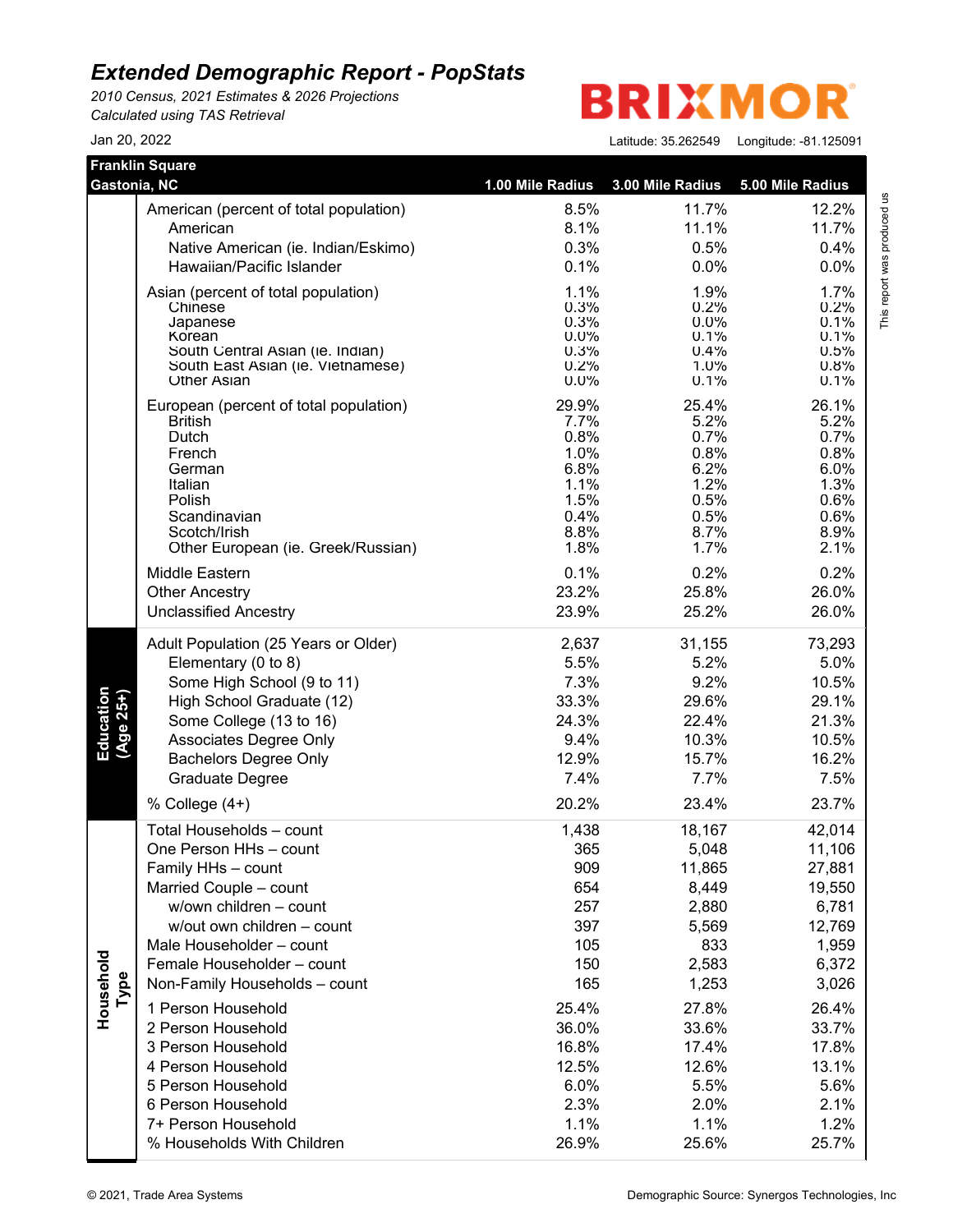# Extended Demographic Report - PopStats

*2010 Census, 2021 Estimates & 2026 Projections*
*Calculated using TAS Retrieval*

BRIXMOR

Jan 20, 2022

Latitude: 35.262549 Longitude: -81.125091

**Franklin Square**
**Gastonia, NC**

| | | 1.00 Mile Radius | 3.00 Mile Radius | 5.00 Mile Radius |
|---|---|---|---|---|
| | American (percent of total population) | 8.5% | 11.7% | 12.2% |
| | American | 8.1% | 11.1% | 11.7% |
| | Native American (ie. Indian/Eskimo) | 0.3% | 0.5% | 0.4% |
| | Hawaiian/Pacific Islander | 0.1% | 0.0% | 0.0% |
| | Asian (percent of total population) | 1.1% | 1.9% | 1.7% |
| | Chinese | 0.3% | 0.2% | 0.2% |
| | Japanese | 0.3% | 0.0% | 0.1% |
| | Korean | 0.0% | 0.1% | 0.1% |
| | South Central Asian (ie. Indian) | 0.3% | 0.4% | 0.5% |
| | South East Asian (ie. Vietnamese) | 0.2% | 1.0% | 0.8% |
| | Other Asian | 0.0% | 0.1% | 0.1% |
| | European (percent of total population) | 29.9% | 25.4% | 26.1% |
| | British | 7.7% | 5.2% | 5.2% |
| | Dutch | 0.8% | 0.7% | 0.7% |
| | French | 1.0% | 0.8% | 0.8% |
| | German | 6.8% | 6.2% | 6.0% |
| | Italian | 1.1% | 1.2% | 1.3% |
| | Polish | 1.5% | 0.5% | 0.6% |
| | Scandinavian | 0.4% | 0.5% | 0.6% |
| | Scotch/Irish | 8.8% | 8.7% | 8.9% |
| | Other European (ie. Greek/Russian) | 1.8% | 1.7% | 2.1% |
| | Middle Eastern | 0.1% | 0.2% | 0.2% |
| | Other Ancestry | 23.2% | 25.8% | 26.0% |
| | Unclassified Ancestry | 23.9% | 25.2% | 26.0% |
| Education (Age 25+) | Adult Population (25 Years or Older) | 2,637 | 31,155 | 73,293 |
| | Elementary (0 to 8) | 5.5% | 5.2% | 5.0% |
| | Some High School (9 to 11) | 7.3% | 9.2% | 10.5% |
| | High School Graduate (12) | 33.3% | 29.6% | 29.1% |
| | Some College (13 to 16) | 24.3% | 22.4% | 21.3% |
| | Associates Degree Only | 9.4% | 10.3% | 10.5% |
| | Bachelors Degree Only | 12.9% | 15.7% | 16.2% |
| | Graduate Degree | 7.4% | 7.7% | 7.5% |
| | % College (4+) | 20.2% | 23.4% | 23.7% |
| Household Type | Total Households – count | 1,438 | 18,167 | 42,014 |
| | One Person HHs – count | 365 | 5,048 | 11,106 |
| | Family HHs – count | 909 | 11,865 | 27,881 |
| | Married Couple – count | 654 | 8,449 | 19,550 |
| | w/own children – count | 257 | 2,880 | 6,781 |
| | w/out own children – count | 397 | 5,569 | 12,769 |
| | Male Householder – count | 105 | 833 | 1,959 |
| | Female Householder – count | 150 | 2,583 | 6,372 |
| | Non-Family Households – count | 165 | 1,253 | 3,026 |
| | 1 Person Household | 25.4% | 27.8% | 26.4% |
| | 2 Person Household | 36.0% | 33.6% | 33.7% |
| | 3 Person Household | 16.8% | 17.4% | 17.8% |
| | 4 Person Household | 12.5% | 12.6% | 13.1% |
| | 5 Person Household | 6.0% | 5.5% | 5.6% |
| | 6 Person Household | 2.3% | 2.0% | 2.1% |
| | 7+ Person Household | 1.1% | 1.1% | 1.2% |
| | % Households With Children | 26.9% | 25.6% | 25.7% |

This report was produced us

© 2021, Trade Area Systems

Demographic Source: Synergos Technologies, Inc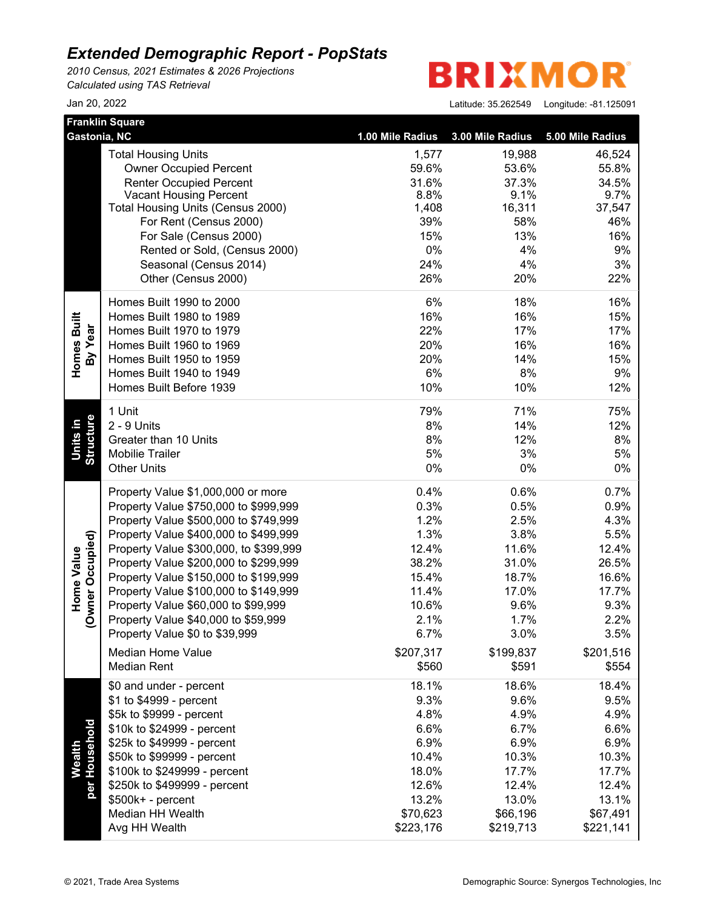# Extended Demographic Report - PopStats

*2010 Census, 2021 Estimates & 2026 Projections*
*Calculated using TAS Retrieval*

BRIXMOR

Jan 20, 2022

Latitude: 35.262549 Longitude: -81.125091

| Franklin Square Gastonia, NC | | 1.00 Mile Radius | 3.00 Mile Radius | 5.00 Mile Radius |
|---|---|---|---|---|
| | Total Housing Units | 1,577 | 19,988 | 46,524 |
| | Owner Occupied Percent | 59.6% | 53.6% | 55.8% |
| | Renter Occupied Percent | 31.6% | 37.3% | 34.5% |
| | Vacant Housing Percent | 8.8% | 9.1% | 9.7% |
| | Total Housing Units (Census 2000) | 1,408 | 16,311 | 37,547 |
| | For Rent (Census 2000) | 39% | 58% | 46% |
| | For Sale (Census 2000) | 15% | 13% | 16% |
| | Rented or Sold, (Census 2000) | 0% | 4% | 9% |
| | Seasonal (Census 2014) | 24% | 4% | 3% |
| | Other (Census 2000) | 26% | 20% | 22% |
| Homes Built By Year | Homes Built 1990 to 2000 | 6% | 18% | 16% |
| | Homes Built 1980 to 1989 | 16% | 16% | 15% |
| | Homes Built 1970 to 1979 | 22% | 17% | 17% |
| | Homes Built 1960 to 1969 | 20% | 16% | 16% |
| | Homes Built 1950 to 1959 | 20% | 14% | 15% |
| | Homes Built 1940 to 1949 | 6% | 8% | 9% |
| | Homes Built Before 1939 | 10% | 10% | 12% |
| Units in Structure | 1 Unit | 79% | 71% | 75% |
| | 2 - 9 Units | 8% | 14% | 12% |
| | Greater than 10 Units | 8% | 12% | 8% |
| | Mobilie Trailer | 5% | 3% | 5% |
| | Other Units | 0% | 0% | 0% |
| Home Value (Owner Occupied) | Property Value $1,000,000 or more | 0.4% | 0.6% | 0.7% |
| | Property Value $750,000 to $999,999 | 0.3% | 0.5% | 0.9% |
| | Property Value $500,000 to $749,999 | 1.2% | 2.5% | 4.3% |
| | Property Value $400,000 to $499,999 | 1.3% | 3.8% | 5.5% |
| | Property Value $300,000, to $399,999 | 12.4% | 11.6% | 12.4% |
| | Property Value $200,000 to $299,999 | 38.2% | 31.0% | 26.5% |
| | Property Value $150,000 to $199,999 | 15.4% | 18.7% | 16.6% |
| | Property Value $100,000 to $149,999 | 11.4% | 17.0% | 17.7% |
| | Property Value $60,000 to $99,999 | 10.6% | 9.6% | 9.3% |
| | Property Value $40,000 to $59,999 | 2.1% | 1.7% | 2.2% |
| | Property Value $0 to $39,999 | 6.7% | 3.0% | 3.5% |
| | Median Home Value | $207,317 | $199,837 | $201,516 |
| | Median Rent | $560 | $591 | $554 |
| Wealth per Household | $0 and under - percent | 18.1% | 18.6% | 18.4% |
| | $1 to $4999 - percent | 9.3% | 9.6% | 9.5% |
| | $5k to $9999 - percent | 4.8% | 4.9% | 4.9% |
| | $10k to $24999 - percent | 6.6% | 6.7% | 6.6% |
| | $25k to $49999 - percent | 6.9% | 6.9% | 6.9% |
| | $50k to $99999 - percent | 10.4% | 10.3% | 10.3% |
| | $100k to $249999 - percent | 18.0% | 17.7% | 17.7% |
| | $250k to $499999 - percent | 12.6% | 12.4% | 12.4% |
| | $500k+ - percent | 13.2% | 13.0% | 13.1% |
| | Median HH Wealth | $70,623 | $66,196 | $67,491 |
| | Avg HH Wealth | $223,176 | $219,713 | $221,141 |

© 2021, Trade Area Systems

Demographic Source: Synergos Technologies, Inc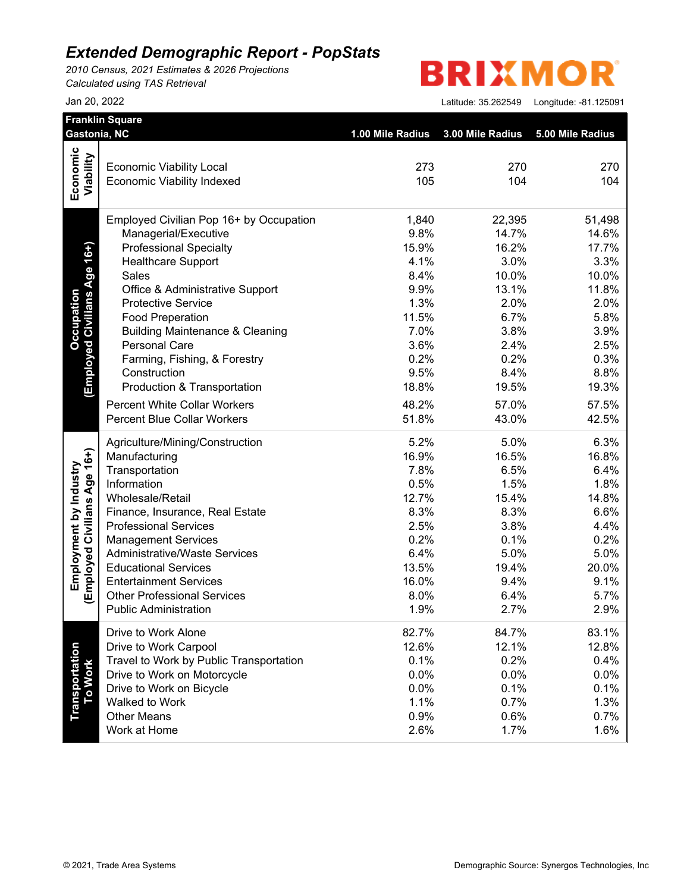# *Extended Demographic Report - PopStats*

*2010 Census, 2021 Estimates & 2026 Projections*
*Calculated using TAS Retrieval*

Jan 20, 2022

BRIXMOR

Latitude: 35.262549 Longitude: -81.125091

| Franklin Square<br>Gastonia, NC | | 1.00 Mile Radius | 3.00 Mile Radius | 5.00 Mile Radius |
|---|---|---|---|---|
| Economic Viability | Economic Viability Local | 273 | 270 | 270 |
| | Economic Viability Indexed | 105 | 104 | 104 |
| Occupation (Employed Civilians Age 16+) | Employed Civilian Pop 16+ by Occupation | 1,840 | 22,395 | 51,498 |
| | Managerial/Executive | 9.8% | 14.7% | 14.6% |
| | Professional Specialty | 15.9% | 16.2% | 17.7% |
| | Healthcare Support | 4.1% | 3.0% | 3.3% |
| | Sales | 8.4% | 10.0% | 10.0% |
| | Office & Administrative Support | 9.9% | 13.1% | 11.8% |
| | Protective Service | 1.3% | 2.0% | 2.0% |
| | Food Preperation | 11.5% | 6.7% | 5.8% |
| | Building Maintenance & Cleaning | 7.0% | 3.8% | 3.9% |
| | Personal Care | 3.6% | 2.4% | 2.5% |
| | Farming, Fishing, & Forestry | 0.2% | 0.2% | 0.3% |
| | Construction | 9.5% | 8.4% | 8.8% |
| | Production & Transportation | 18.8% | 19.5% | 19.3% |
| | Percent White Collar Workers | 48.2% | 57.0% | 57.5% |
| | Percent Blue Collar Workers | 51.8% | 43.0% | 42.5% |
| Employment by Industry (Employed Civilians Age 16+) | Agriculture/Mining/Construction | 5.2% | 5.0% | 6.3% |
| | Manufacturing | 16.9% | 16.5% | 16.8% |
| | Transportation | 7.8% | 6.5% | 6.4% |
| | Information | 0.5% | 1.5% | 1.8% |
| | Wholesale/Retail | 12.7% | 15.4% | 14.8% |
| | Finance, Insurance, Real Estate | 8.3% | 8.3% | 6.6% |
| | Professional Services | 2.5% | 3.8% | 4.4% |
| | Management Services | 0.2% | 0.1% | 0.2% |
| | Administrative/Waste Services | 6.4% | 5.0% | 5.0% |
| | Educational Services | 13.5% | 19.4% | 20.0% |
| | Entertainment Services | 16.0% | 9.4% | 9.1% |
| | Other Professional Services | 8.0% | 6.4% | 5.7% |
| | Public Administration | 1.9% | 2.7% | 2.9% |
| Transportation To Work | Drive to Work Alone | 82.7% | 84.7% | 83.1% |
| | Drive to Work Carpool | 12.6% | 12.1% | 12.8% |
| | Travel to Work by Public Transportation | 0.1% | 0.2% | 0.4% |
| | Drive to Work on Motorcycle | 0.0% | 0.0% | 0.0% |
| | Drive to Work on Bicycle | 0.0% | 0.1% | 0.1% |
| | Walked to Work | 1.1% | 0.7% | 1.3% |
| | Other Means | 0.9% | 0.6% | 0.7% |
| | Work at Home | 2.6% | 1.7% | 1.6% |

© 2021, Trade Area Systems Demographic Source: Synergos Technologies, Inc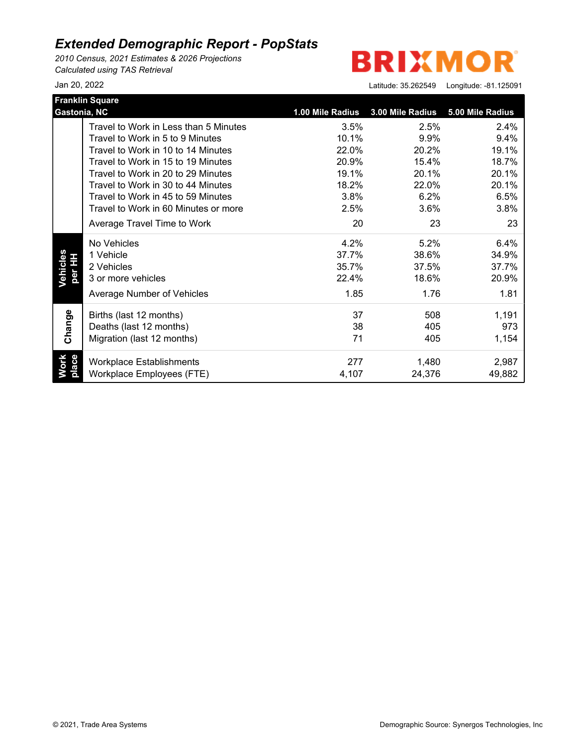# *Extended Demographic Report - PopStats*

*2010 Census, 2021 Estimates & 2026 Projections*
*Calculated using TAS Retrieval*

BRIXMOR

Jan 20, 2022

Latitude: 35.262549 Longitude: -81.125091

| Franklin Square Gastonia, NC | | 1.00 Mile Radius | 3.00 Mile Radius | 5.00 Mile Radius |
|---|---|---|---|---|
| | Travel to Work in Less than 5 Minutes | 3.5% | 2.5% | 2.4% |
| | Travel to Work in 5 to 9 Minutes | 10.1% | 9.9% | 9.4% |
| | Travel to Work in 10 to 14 Minutes | 22.0% | 20.2% | 19.1% |
| | Travel to Work in 15 to 19 Minutes | 20.9% | 15.4% | 18.7% |
| | Travel to Work in 20 to 29 Minutes | 19.1% | 20.1% | 20.1% |
| | Travel to Work in 30 to 44 Minutes | 18.2% | 22.0% | 20.1% |
| | Travel to Work in 45 to 59 Minutes | 3.8% | 6.2% | 6.5% |
| | Travel to Work in 60 Minutes or more | 2.5% | 3.6% | 3.8% |
| | Average Travel Time to Work | 20 | 23 | 23 |
| Vehicles per HH | No Vehicles | 4.2% | 5.2% | 6.4% |
| | 1 Vehicle | 37.7% | 38.6% | 34.9% |
| | 2 Vehicles | 35.7% | 37.5% | 37.7% |
| | 3 or more vehicles | 22.4% | 18.6% | 20.9% |
| | Average Number of Vehicles | 1.85 | 1.76 | 1.81 |
| Change | Births (last 12 months) | 37 | 508 | 1,191 |
| | Deaths (last 12 months) | 38 | 405 | 973 |
| | Migration (last 12 months) | 71 | 405 | 1,154 |
| Work place | Workplace Establishments | 277 | 1,480 | 2,987 |
| | Workplace Employees (FTE) | 4,107 | 24,376 | 49,882 |

© 2021, Trade Area Systems

Demographic Source: Synergos Technologies, Inc